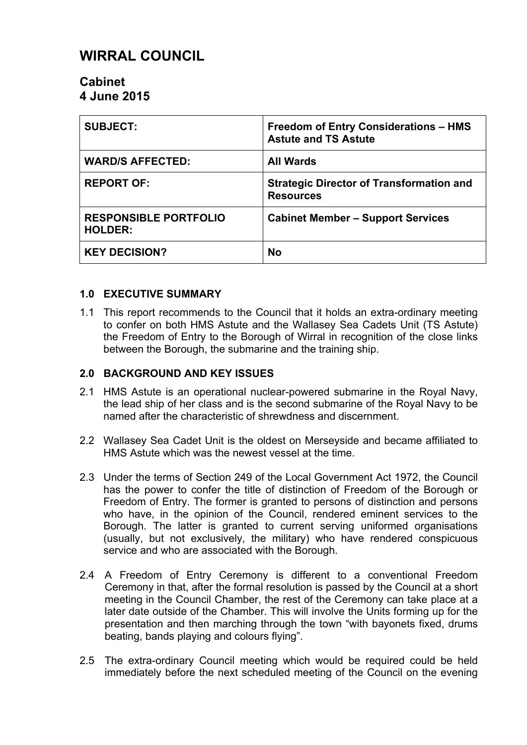# WIRRAL COUNCIL

## Cabinet
## 4 June 2015

| | |
|---|---|
| **SUBJECT:** | **Freedom of Entry Considerations – HMS Astute and TS Astute** |
| **WARD/S AFFECTED:** | **All Wards** |
| **REPORT OF:** | **Strategic Director of Transformation and Resources** |
| **RESPONSIBLE PORTFOLIO HOLDER:** | **Cabinet Member – Support Services** |
| **KEY DECISION?** | **No** |

### 1.0 EXECUTIVE SUMMARY

1.1 This report recommends to the Council that it holds an extra-ordinary meeting to confer on both HMS Astute and the Wallasey Sea Cadets Unit (TS Astute) the Freedom of Entry to the Borough of Wirral in recognition of the close links between the Borough, the submarine and the training ship.

### 2.0 BACKGROUND AND KEY ISSUES

2.1 HMS Astute is an operational nuclear-powered submarine in the Royal Navy, the lead ship of her class and is the second submarine of the Royal Navy to be named after the characteristic of shrewdness and discernment.

2.2 Wallasey Sea Cadet Unit is the oldest on Merseyside and became affiliated to HMS Astute which was the newest vessel at the time.

2.3 Under the terms of Section 249 of the Local Government Act 1972, the Council has the power to confer the title of distinction of Freedom of the Borough or Freedom of Entry. The former is granted to persons of distinction and persons who have, in the opinion of the Council, rendered eminent services to the Borough. The latter is granted to current serving uniformed organisations (usually, but not exclusively, the military) who have rendered conspicuous service and who are associated with the Borough.

2.4 A Freedom of Entry Ceremony is different to a conventional Freedom Ceremony in that, after the formal resolution is passed by the Council at a short meeting in the Council Chamber, the rest of the Ceremony can take place at a later date outside of the Chamber. This will involve the Units forming up for the presentation and then marching through the town "with bayonets fixed, drums beating, bands playing and colours flying".

2.5 The extra-ordinary Council meeting which would be required could be held immediately before the next scheduled meeting of the Council on the evening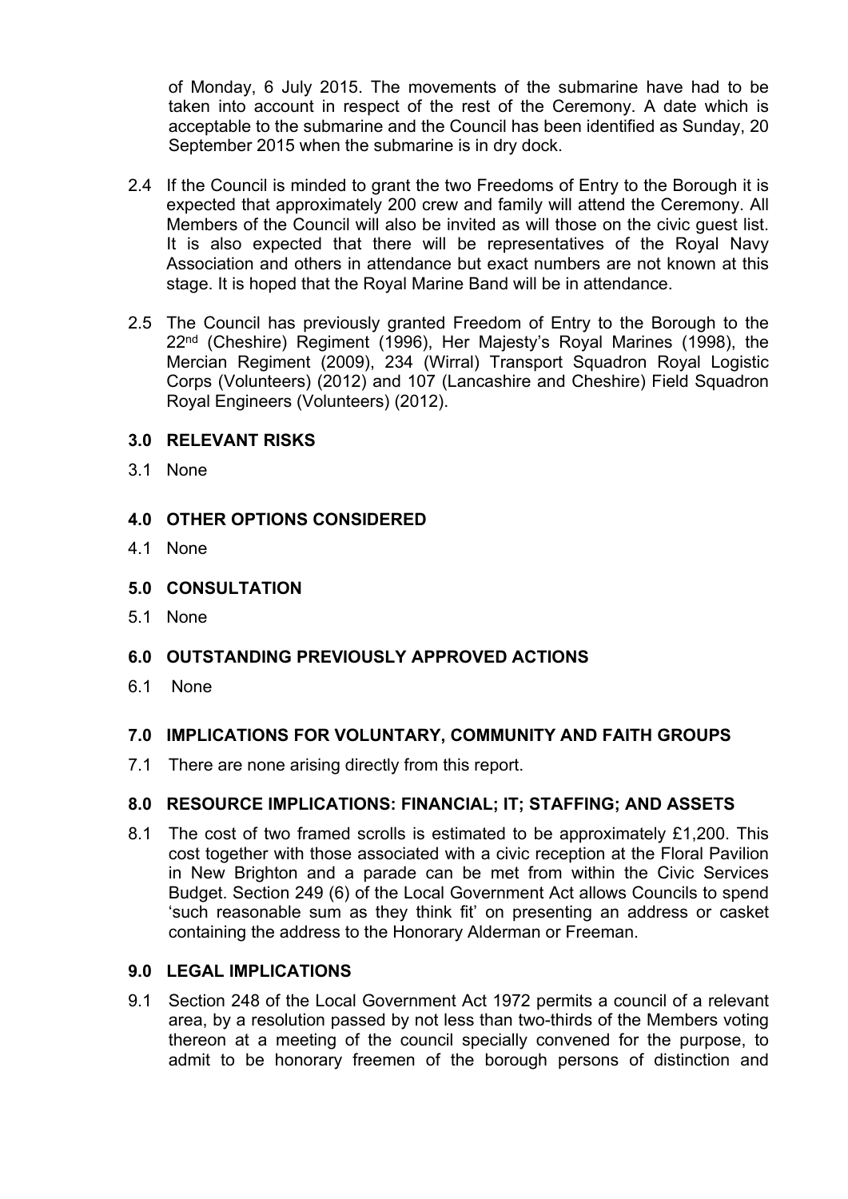of Monday, 6 July 2015. The movements of the submarine have had to be taken into account in respect of the rest of the Ceremony. A date which is acceptable to the submarine and the Council has been identified as Sunday, 20 September 2015 when the submarine is in dry dock.

2.4 If the Council is minded to grant the two Freedoms of Entry to the Borough it is expected that approximately 200 crew and family will attend the Ceremony. All Members of the Council will also be invited as will those on the civic guest list. It is also expected that there will be representatives of the Royal Navy Association and others in attendance but exact numbers are not known at this stage. It is hoped that the Royal Marine Band will be in attendance.

2.5 The Council has previously granted Freedom of Entry to the Borough to the 22nd (Cheshire) Regiment (1996), Her Majesty's Royal Marines (1998), the Mercian Regiment (2009), 234 (Wirral) Transport Squadron Royal Logistic Corps (Volunteers) (2012) and 107 (Lancashire and Cheshire) Field Squadron Royal Engineers (Volunteers) (2012).

## 3.0 RELEVANT RISKS

3.1 None

## 4.0 OTHER OPTIONS CONSIDERED

4.1 None

## 5.0 CONSULTATION

5.1 None

## 6.0 OUTSTANDING PREVIOUSLY APPROVED ACTIONS

6.1 None

## 7.0 IMPLICATIONS FOR VOLUNTARY, COMMUNITY AND FAITH GROUPS

7.1 There are none arising directly from this report.

## 8.0 RESOURCE IMPLICATIONS: FINANCIAL; IT; STAFFING; AND ASSETS

8.1 The cost of two framed scrolls is estimated to be approximately £1,200. This cost together with those associated with a civic reception at the Floral Pavilion in New Brighton and a parade can be met from within the Civic Services Budget. Section 249 (6) of the Local Government Act allows Councils to spend 'such reasonable sum as they think fit' on presenting an address or casket containing the address to the Honorary Alderman or Freeman.

## 9.0 LEGAL IMPLICATIONS

9.1 Section 248 of the Local Government Act 1972 permits a council of a relevant area, by a resolution passed by not less than two-thirds of the Members voting thereon at a meeting of the council specially convened for the purpose, to admit to be honorary freemen of the borough persons of distinction and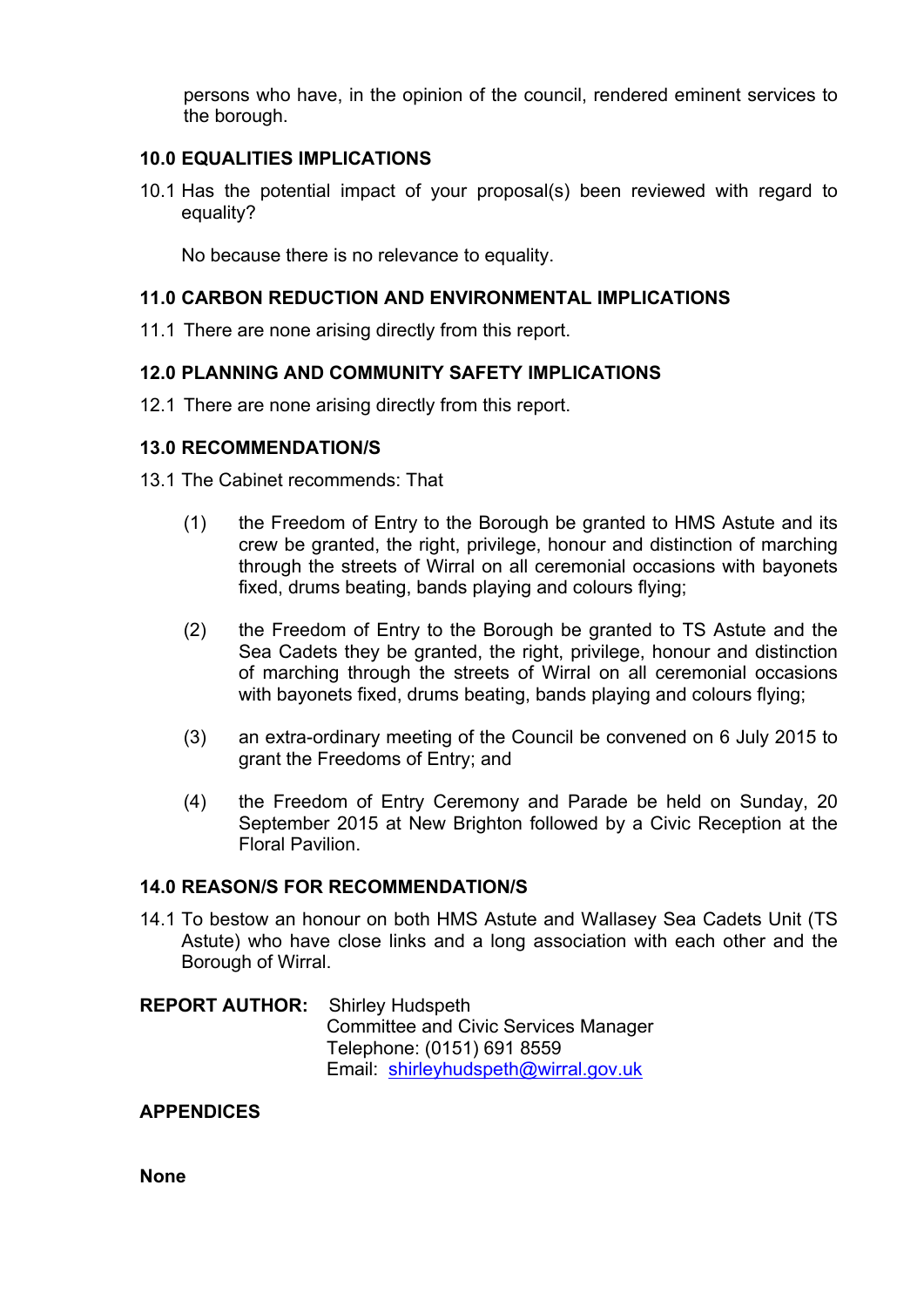persons who have, in the opinion of the council, rendered eminent services to the borough.

## 10.0 EQUALITIES IMPLICATIONS

10.1 Has the potential impact of your proposal(s) been reviewed with regard to equality?

No because there is no relevance to equality.

## 11.0 CARBON REDUCTION AND ENVIRONMENTAL IMPLICATIONS

11.1 There are none arising directly from this report.

## 12.0 PLANNING AND COMMUNITY SAFETY IMPLICATIONS

12.1 There are none arising directly from this report.

## 13.0 RECOMMENDATION/S

13.1 The Cabinet recommends: That

(1) the Freedom of Entry to the Borough be granted to HMS Astute and its crew be granted, the right, privilege, honour and distinction of marching through the streets of Wirral on all ceremonial occasions with bayonets fixed, drums beating, bands playing and colours flying;

(2) the Freedom of Entry to the Borough be granted to TS Astute and the Sea Cadets they be granted, the right, privilege, honour and distinction of marching through the streets of Wirral on all ceremonial occasions with bayonets fixed, drums beating, bands playing and colours flying;

(3) an extra-ordinary meeting of the Council be convened on 6 July 2015 to grant the Freedoms of Entry; and

(4) the Freedom of Entry Ceremony and Parade be held on Sunday, 20 September 2015 at New Brighton followed by a Civic Reception at the Floral Pavilion.

## 14.0 REASON/S FOR RECOMMENDATION/S

14.1 To bestow an honour on both HMS Astute and Wallasey Sea Cadets Unit (TS Astute) who have close links and a long association with each other and the Borough of Wirral.

**REPORT AUTHOR:** Shirley Hudspeth
Committee and Civic Services Manager
Telephone: (0151) 691 8559
Email: shirleyhudspeth@wirral.gov.uk

## APPENDICES

**None**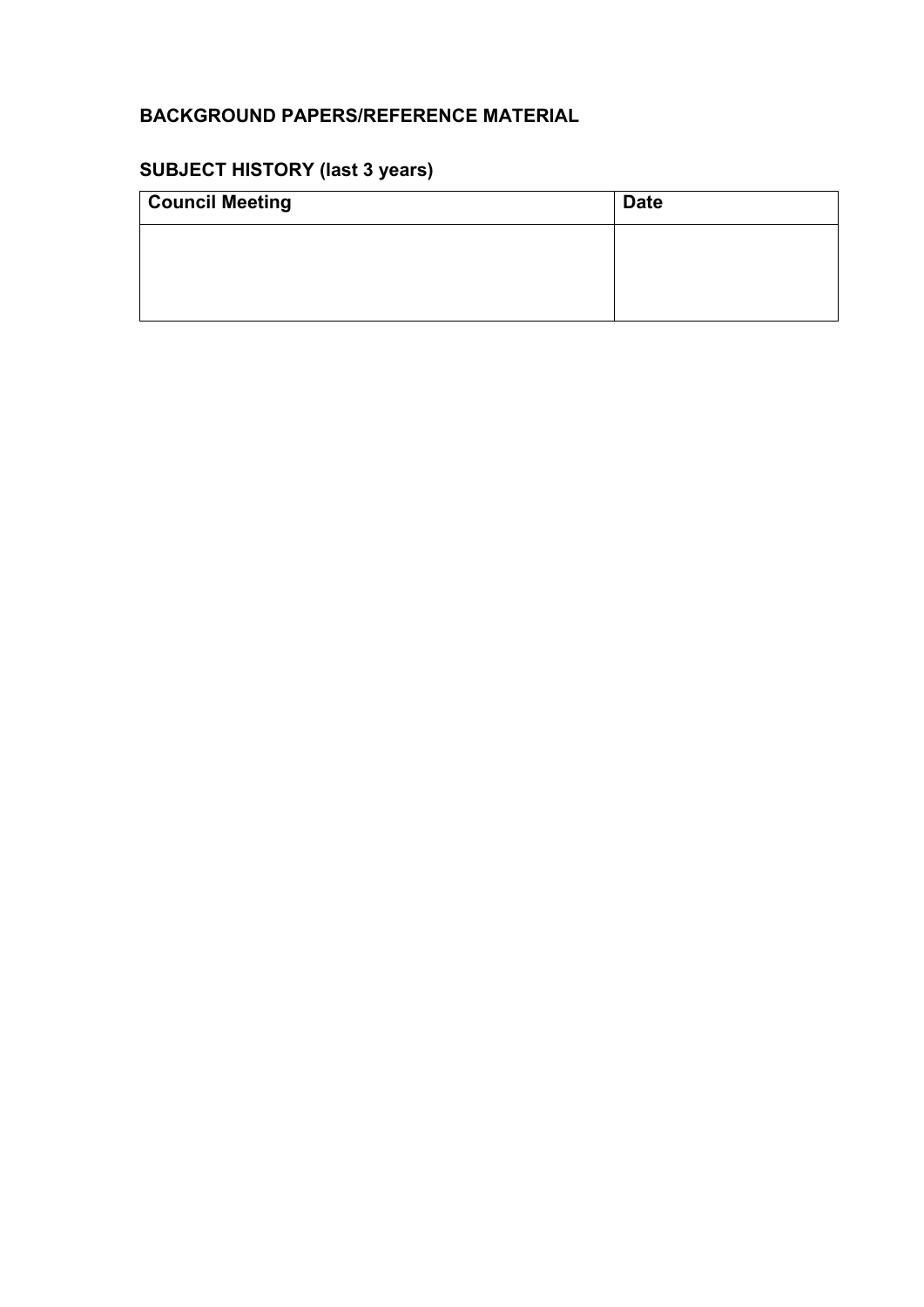## BACKGROUND PAPERS/REFERENCE MATERIAL

## SUBJECT HISTORY (last 3 years)

| Council Meeting | Date |
|---|---|
| | |